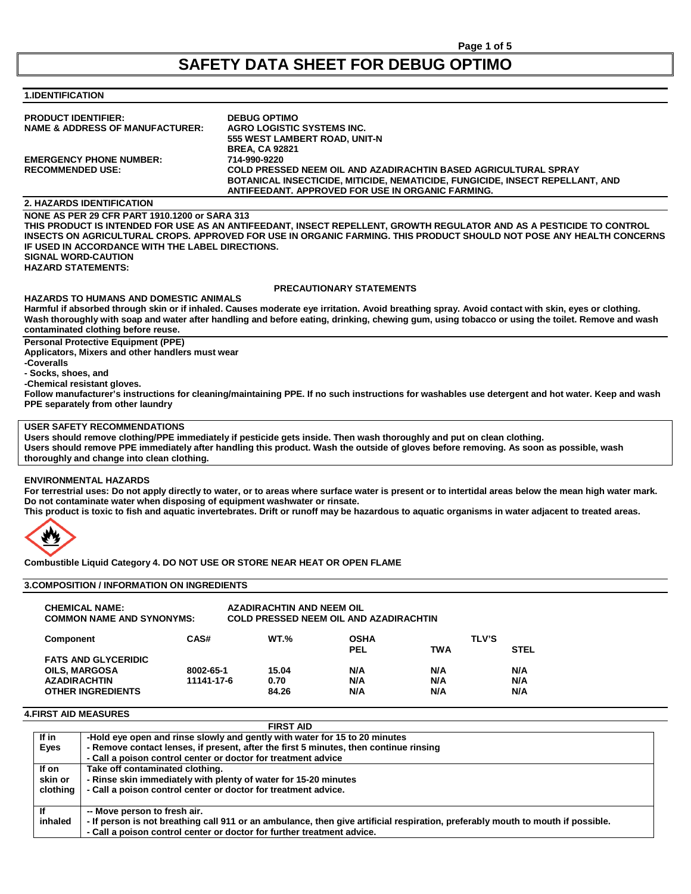# SAFETY DATA SHEET FOR DEBUG OPTIMO

## 1.IDENTIFICATION

**PRODUCT IDENTIFIER:** DEBUG OPTIMO

**NAME & ADDRESS OF MANUFACTURER:** AGRO LOGISTIC SYSTEMS INC.
555 WEST LAMBERT ROAD, UNIT-N
BREA, CA 92821

**EMERGENCY PHONE NUMBER:** 714-990-9220

**RECOMMENDED USE:** COLD PRESSED NEEM OIL AND AZADIRACHTIN BASED AGRICULTURAL SPRAY BOTANICAL INSECTICIDE, MITICIDE, NEMATICIDE, FUNGICIDE, INSECT REPELLANT, AND ANTIFEEDANT. APPROVED FOR USE IN ORGANIC FARMING.

## 2. HAZARDS IDENTIFICATION

**NONE AS PER 29 CFR PART 1910.1200 or SARA 313**

**THIS PRODUCT IS INTENDED FOR USE AS AN ANTIFEEDANT, INSECT REPELLENT, GROWTH REGULATOR AND AS A PESTICIDE TO CONTROL INSECTS ON AGRICULTURAL CROPS. APPROVED FOR USE IN ORGANIC FARMING. THIS PRODUCT SHOULD NOT POSE ANY HEALTH CONCERNS IF USED IN ACCORDANCE WITH THE LABEL DIRECTIONS.**

**SIGNAL WORD-CAUTION**

**HAZARD STATEMENTS:**

### PRECAUTIONARY STATEMENTS

**HAZARDS TO HUMANS AND DOMESTIC ANIMALS**

Harmful if absorbed through skin or if inhaled. Causes moderate eye irritation. Avoid breathing spray. Avoid contact with skin, eyes or clothing. Wash thoroughly with soap and water after handling and before eating, drinking, chewing gum, using tobacco or using the toilet. Remove and wash contaminated clothing before reuse.

**Personal Protective Equipment (PPE)**

Applicators, Mixers and other handlers must wear

- Coveralls
- Socks, shoes, and
- Chemical resistant gloves.

Follow manufacturer's instructions for cleaning/maintaining PPE. If no such instructions for washables use detergent and hot water. Keep and wash PPE separately from other laundry

**USER SAFETY RECOMMENDATIONS**

Users should remove clothing/PPE immediately if pesticide gets inside. Then wash thoroughly and put on clean clothing.
Users should remove PPE immediately after handling this product. Wash the outside of gloves before removing. As soon as possible, wash thoroughly and change into clean clothing.

**ENVIRONMENTAL HAZARDS**

For terrestrial uses: Do not apply directly to water, or to areas where surface water is present or to intertidal areas below the mean high water mark. Do not contaminate water when disposing of equipment washwater or rinsate.
This product is toxic to fish and aquatic invertebrates. Drift or runoff may be hazardous to aquatic organisms in water adjacent to treated areas.

**Combustible Liquid Category 4. DO NOT USE OR STORE NEAR HEAT OR OPEN FLAME**

## 3.COMPOSITION / INFORMATION ON INGREDIENTS

**CHEMICAL NAME:** AZADIRACHTIN AND NEEM OIL
**COMMON NAME AND SYNONYMS:** COLD PRESSED NEEM OIL AND AZADIRACHTIN

| Component | CAS# | WT.% | OSHA PEL | TLV'S TWA | TLV'S STEL |
|---|---|---|---|---|---|
| FATS AND GLYCERIDIC OILS, MARGOSA | 8002-65-1 | 15.04 | N/A | N/A | N/A |
| AZADIRACHTIN | 11141-17-6 | 0.70 | N/A | N/A | N/A |
| OTHER INGREDIENTS | | 84.26 | N/A | N/A | N/A |

## 4.FIRST AID MEASURES

| | FIRST AID |
|---|---|
| If in Eyes | -Hold eye open and rinse slowly and gently with water for 15 to 20 minutes<br>- Remove contact lenses, if present, after the first 5 minutes, then continue rinsing<br>- Call a poison control center or doctor for treatment advice |
| If on skin or clothing | Take off contaminated clothing.<br>- Rinse skin immediately with plenty of water for 15-20 minutes<br>- Call a poison control center or doctor for treatment advice. |
| If inhaled | -- Move person to fresh air.<br>- If person is not breathing call 911 or an ambulance, then give artificial respiration, preferably mouth to mouth if possible.<br>- Call a poison control center or doctor for further treatment advice. |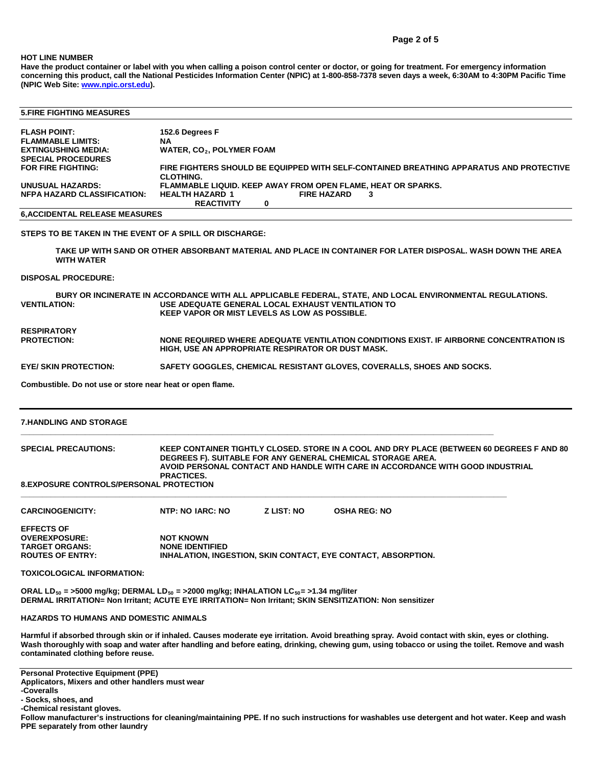**HOT LINE NUMBER**

**Have the product container or label with you when calling a poison control center or doctor, or going for treatment. For emergency information concerning this product, call the National Pesticides Information Center (NPIC) at 1-800-858-7378 seven days a week, 6:30AM to 4:30PM Pacific Time (NPIC Web Site: www.npic.orst.edu).**

## 5.FIRE FIGHTING MEASURES

**FLASH POINT:** 152.6 Degrees F

**FLAMMABLE LIMITS:** NA

**EXTINGUSHING MEDIA:** WATER, $CO_2$, POLYMER FOAM

**SPECIAL PROCEDURES FOR FIRE FIGHTING:** FIRE FIGHTERS SHOULD BE EQUIPPED WITH SELF-CONTAINED BREATHING APPARATUS AND PROTECTIVE CLOTHING.

**UNUSUAL HAZARDS:** FLAMMABLE LIQUID. KEEP AWAY FROM OPEN FLAME, HEAT OR SPARKS.

**NFPA HAZARD CLASSIFICATION:** HEALTH HAZARD 1 FIRE HAZARD 3 REACTIVITY 0

## 6,ACCIDENTAL RELEASE MEASURES

**STEPS TO BE TAKEN IN THE EVENT OF A SPILL OR DISCHARGE:**

TAKE UP WITH SAND OR OTHER ABSORBANT MATERIAL AND PLACE IN CONTAINER FOR LATER DISPOSAL. WASH DOWN THE AREA WITH WATER

**DISPOSAL PROCEDURE:**

BURY OR INCINERATE IN ACCORDANCE WITH ALL APPLICABLE FEDERAL, STATE, AND LOCAL ENVIRONMENTAL REGULATIONS.

**VENTILATION:** USE ADEQUATE GENERAL LOCAL EXHAUST VENTILATION TO KEEP VAPOR OR MIST LEVELS AS LOW AS POSSIBLE.

**RESPIRATORY PROTECTION:** NONE REQUIRED WHERE ADEQUATE VENTILATION CONDITIONS EXIST. IF AIRBORNE CONCENTRATION IS HIGH, USE AN APPROPRIATE RESPIRATOR OR DUST MASK.

**EYE/ SKIN PROTECTION:** SAFETY GOGGLES, CHEMICAL RESISTANT GLOVES, COVERALLS, SHOES AND SOCKS.

**Combustible. Do not use or store near heat or open flame.**

## 7.HANDLING AND STORAGE

**SPECIAL PRECAUTIONS:** KEEP CONTAINER TIGHTLY CLOSED. STORE IN A COOL AND DRY PLACE (BETWEEN 60 DEGREES F AND 80 DEGREES F). SUITABLE FOR ANY GENERAL CHEMICAL STORAGE AREA. AVOID PERSONAL CONTACT AND HANDLE WITH CARE IN ACCORDANCE WITH GOOD INDUSTRIAL PRACTICES.

## 8.EXPOSURE CONTROLS/PERSONAL PROTECTION

**CARCINOGENICITY:** NTP: NO IARC: NO Z LIST: NO OSHA REG: NO

**EFFECTS OF OVEREXPOSURE:** NOT KNOWN

**TARGET ORGANS:** NONE IDENTIFIED

**ROUTES OF ENTRY:** INHALATION, INGESTION, SKIN CONTACT, EYE CONTACT, ABSORPTION.

**TOXICOLOGICAL INFORMATION:**

**ORAL $LD_{50}$ = >5000 mg/kg; DERMAL $LD_{50}$ = >2000 mg/kg; INHALATION $LC_{50}$= >1.34 mg/liter**
**DERMAL IRRITATION= Non Irritant; ACUTE EYE IRRITATION= Non Irritant; SKIN SENSITIZATION: Non sensitizer**

**HAZARDS TO HUMANS AND DOMESTIC ANIMALS**

**Harmful if absorbed through skin or if inhaled. Causes moderate eye irritation. Avoid breathing spray. Avoid contact with skin, eyes or clothing. Wash thoroughly with soap and water after handling and before eating, drinking, chewing gum, using tobacco or using the toilet. Remove and wash contaminated clothing before reuse.**

**Personal Protective Equipment (PPE)**
**Applicators, Mixers and other handlers must wear**
**-Coveralls**
**- Socks, shoes, and**
**-Chemical resistant gloves.**
**Follow manufacturer's instructions for cleaning/maintaining PPE. If no such instructions for washables use detergent and hot water. Keep and wash PPE separately from other laundry**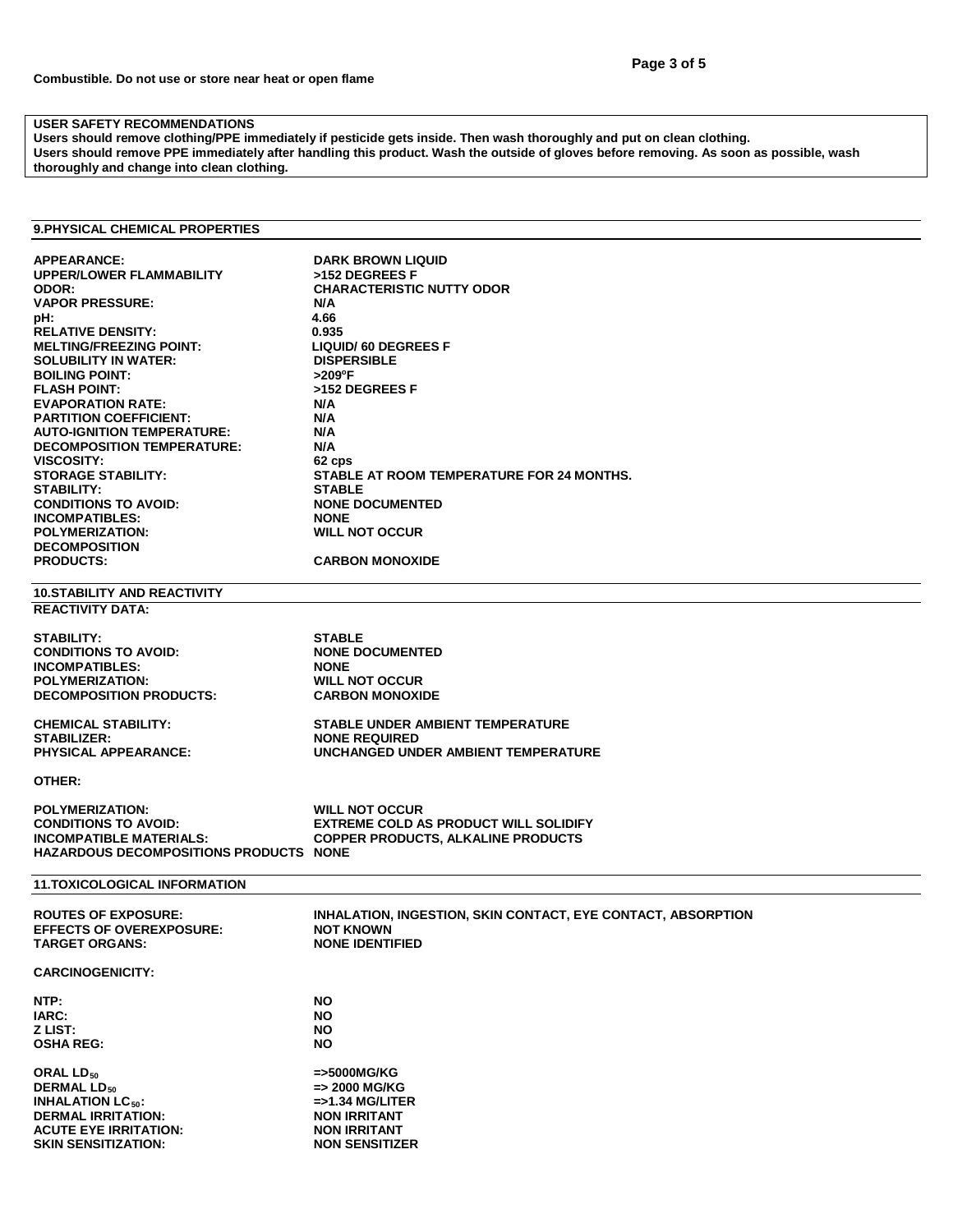**Combustible. Do not use or store near heat or open flame**

**USER SAFETY RECOMMENDATIONS**

**Users should remove clothing/PPE immediately if pesticide gets inside. Then wash thoroughly and put on clean clothing.**
**Users should remove PPE immediately after handling this product. Wash the outside of gloves before removing. As soon as possible, wash thoroughly and change into clean clothing.**

## 9.PHYSICAL CHEMICAL PROPERTIES

| | |
|---|---|
| APPEARANCE: | DARK BROWN LIQUID |
| UPPER/LOWER FLAMMABILITY | >152 DEGREES F |
| ODOR: | CHARACTERISTIC NUTTY ODOR |
| VAPOR PRESSURE: | N/A |
| pH: | 4.66 |
| RELATIVE DENSITY: | 0.935 |
| MELTING/FREEZING POINT: | LIQUID/ 60 DEGREES F |
| SOLUBILITY IN WATER: | DISPERSIBLE |
| BOILING POINT: | >209°F |
| FLASH POINT: | >152 DEGREES F |
| EVAPORATION RATE: | N/A |
| PARTITION COEFFICIENT: | N/A |
| AUTO-IGNITION TEMPERATURE: | N/A |
| DECOMPOSITION TEMPERATURE: | N/A |
| VISCOSITY: | 62 cps |
| STORAGE STABILITY: | STABLE AT ROOM TEMPERATURE FOR 24 MONTHS. |
| STABILITY: | STABLE |
| CONDITIONS TO AVOID: | NONE DOCUMENTED |
| INCOMPATIBLES: | NONE |
| POLYMERIZATION: | WILL NOT OCCUR |
| DECOMPOSITION PRODUCTS: | CARBON MONOXIDE |

## 10.STABILITY AND REACTIVITY

**REACTIVITY DATA:**

| | |
|---|---|
| STABILITY: | STABLE |
| CONDITIONS TO AVOID: | NONE DOCUMENTED |
| INCOMPATIBLES: | NONE |
| POLYMERIZATION: | WILL NOT OCCUR |
| DECOMPOSITION PRODUCTS: | CARBON MONOXIDE |
| CHEMICAL STABILITY: | STABLE UNDER AMBIENT TEMPERATURE |
| STABILIZER: | NONE REQUIRED |
| PHYSICAL APPEARANCE: | UNCHANGED UNDER AMBIENT TEMPERATURE |

**OTHER:**

| | |
|---|---|
| POLYMERIZATION: | WILL NOT OCCUR |
| CONDITIONS TO AVOID: | EXTREME COLD AS PRODUCT WILL SOLIDIFY |
| INCOMPATIBLE MATERIALS: | COPPER PRODUCTS, ALKALINE PRODUCTS |
| HAZARDOUS DECOMPOSITIONS PRODUCTS | NONE |

## 11.TOXICOLOGICAL INFORMATION

| | |
|---|---|
| ROUTES OF EXPOSURE: | INHALATION, INGESTION, SKIN CONTACT, EYE CONTACT, ABSORPTION |
| EFFECTS OF OVEREXPOSURE: | NOT KNOWN |
| TARGET ORGANS: | NONE IDENTIFIED |

**CARCINOGENICITY:**

| | |
|---|---|
| NTP: | NO |
| IARC: | NO |
| Z LIST: | NO |
| OSHA REG: | NO |

| | |
|---|---|
| ORAL $LD_{50}$ | =>5000MG/KG |
| DERMAL $LD_{50}$ | => 2000 MG/KG |
| INHALATION $LC_{50}$: | =>1.34 MG/LITER |
| DERMAL IRRITATION: | NON IRRITANT |
| ACUTE EYE IRRITATION: | NON IRRITANT |
| SKIN SENSITIZATION: | NON SENSITIZER |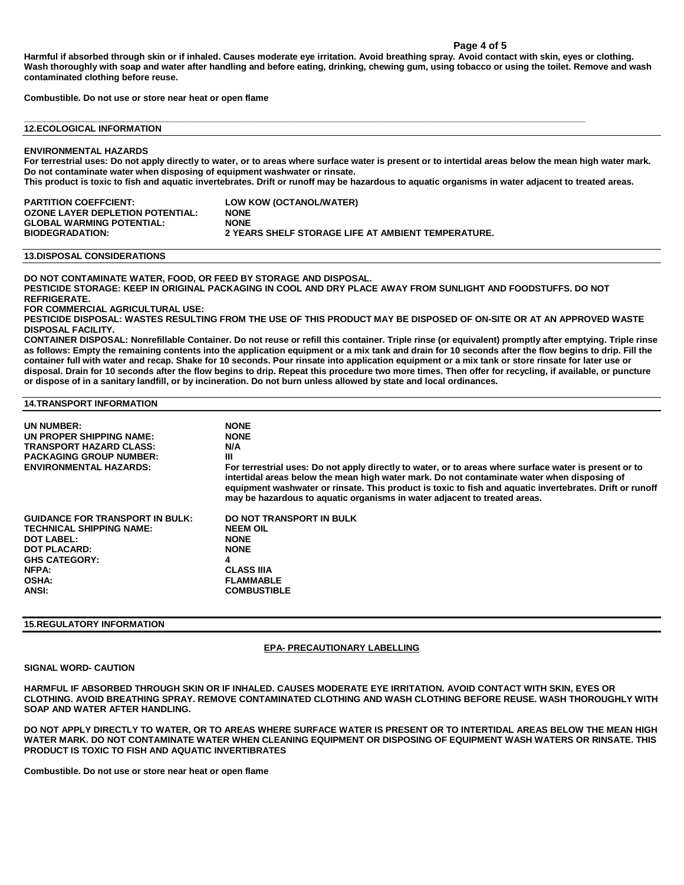**Harmful if absorbed through skin or if inhaled. Causes moderate eye irritation. Avoid breathing spray. Avoid contact with skin, eyes or clothing. Wash thoroughly with soap and water after handling and before eating, drinking, chewing gum, using tobacco or using the toilet. Remove and wash contaminated clothing before reuse.**

**Combustible. Do not use or store near heat or open flame**

## 12.ECOLOGICAL INFORMATION

**ENVIRONMENTAL HAZARDS**

**For terrestrial uses: Do not apply directly to water, or to areas where surface water is present or to intertidal areas below the mean high water mark. Do not contaminate water when disposing of equipment washwater or rinsate.**

**This product is toxic to fish and aquatic invertebrates. Drift or runoff may be hazardous to aquatic organisms in water adjacent to treated areas.**

| | |
|---|---|
| **PARTITION COEFFCIENT:** | **LOW KOW (OCTANOL/WATER)** |
| **OZONE LAYER DEPLETION POTENTIAL:** | **NONE** |
| **GLOBAL WARMING POTENTIAL:** | **NONE** |
| **BIODEGRADATION:** | **2 YEARS SHELF STORAGE LIFE AT AMBIENT TEMPERATURE.** |

## 13.DISPOSAL CONSIDERATIONS

**DO NOT CONTAMINATE WATER, FOOD, OR FEED BY STORAGE AND DISPOSAL.**

**PESTICIDE STORAGE: KEEP IN ORIGINAL PACKAGING IN COOL AND DRY PLACE AWAY FROM SUNLIGHT AND FOODSTUFFS. DO NOT REFRIGERATE.**

**FOR COMMERCIAL AGRICULTURAL USE:**

**PESTICIDE DISPOSAL: WASTES RESULTING FROM THE USE OF THIS PRODUCT MAY BE DISPOSED OF ON-SITE OR AT AN APPROVED WASTE DISPOSAL FACILITY.**

**CONTAINER DISPOSAL: Nonrefillable Container. Do not reuse or refill this container. Triple rinse (or equivalent) promptly after emptying. Triple rinse as follows: Empty the remaining contents into the application equipment or a mix tank and drain for 10 seconds after the flow begins to drip. Fill the container full with water and recap. Shake for 10 seconds. Pour rinsate into application equipment or a mix tank or store rinsate for later use or disposal. Drain for 10 seconds after the flow begins to drip. Repeat this procedure two more times. Then offer for recycling, if available, or puncture or dispose of in a sanitary landfill, or by incineration. Do not burn unless allowed by state and local ordinances.**

## 14.TRANSPORT INFORMATION

| | |
|---|---|
| **UN NUMBER:** | **NONE** |
| **UN PROPER SHIPPING NAME:** | **NONE** |
| **TRANSPORT HAZARD CLASS:** | **N/A** |
| **PACKAGING GROUP NUMBER:** | **III** |
| **ENVIRONMENTAL HAZARDS:** | **For terrestrial uses: Do not apply directly to water, or to areas where surface water is present or to intertidal areas below the mean high water mark. Do not contaminate water when disposing of equipment washwater or rinsate. This product is toxic to fish and aquatic invertebrates. Drift or runoff may be hazardous to aquatic organisms in water adjacent to treated areas.** |
| **GUIDANCE FOR TRANSPORT IN BULK:** | **DO NOT TRANSPORT IN BULK** |
| **TECHNICAL SHIPPING NAME:** | **NEEM OIL** |
| **DOT LABEL:** | **NONE** |
| **DOT PLACARD:** | **NONE** |
| **GHS CATEGORY:** | **4** |
| **NFPA:** | **CLASS IIIA** |
| **OSHA:** | **FLAMMABLE** |
| **ANSI:** | **COMBUSTIBLE** |

## 15.REGULATORY INFORMATION

**EPA- PRECAUTIONARY LABELLING**

**SIGNAL WORD- CAUTION**

**HARMFUL IF ABSORBED THROUGH SKIN OR IF INHALED. CAUSES MODERATE EYE IRRITATION. AVOID CONTACT WITH SKIN, EYES OR CLOTHING. AVOID BREATHING SPRAY. REMOVE CONTAMINATED CLOTHING AND WASH CLOTHING BEFORE REUSE. WASH THOROUGHLY WITH SOAP AND WATER AFTER HANDLING.**

**DO NOT APPLY DIRECTLY TO WATER, OR TO AREAS WHERE SURFACE WATER IS PRESENT OR TO INTERTIDAL AREAS BELOW THE MEAN HIGH WATER MARK. DO NOT CONTAMINATE WATER WHEN CLEANING EQUIPMENT OR DISPOSING OF EQUIPMENT WASH WATERS OR RINSATE. THIS PRODUCT IS TOXIC TO FISH AND AQUATIC INVERTIBRATES**

**Combustible. Do not use or store near heat or open flame**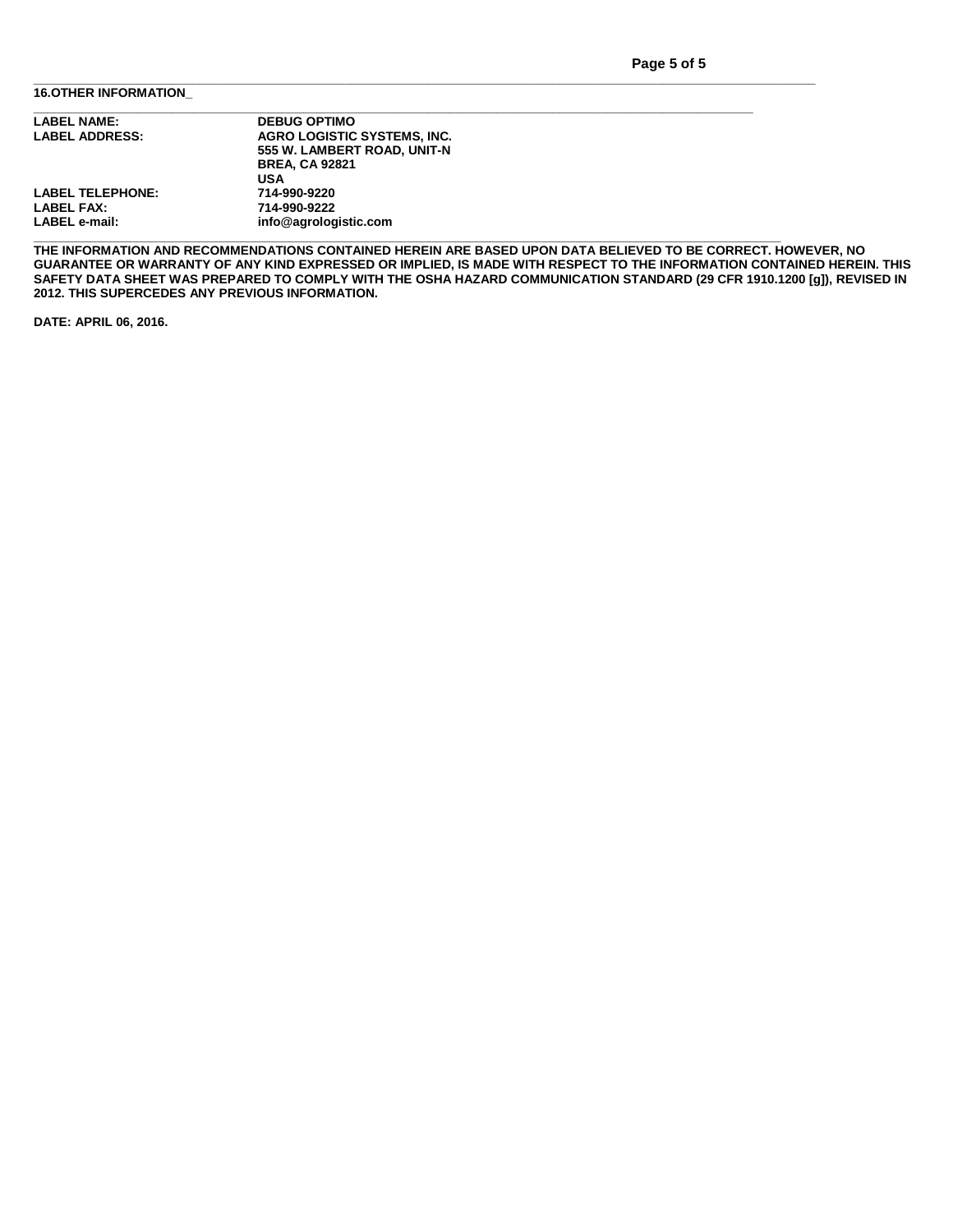## 16.OTHER INFORMATION_

| | |
|---|---|
| **LABEL NAME:** | **DEBUG OPTIMO** |
| **LABEL ADDRESS:** | **AGRO LOGISTIC SYSTEMS, INC.**<br>**555 W. LAMBERT ROAD, UNIT-N**<br>**BREA, CA 92821**<br>**USA** |
| **LABEL TELEPHONE:** | **714-990-9220** |
| **LABEL FAX:** | **714-990-9222** |
| **LABEL e-mail:** | **info@agrologistic.com** |

**THE INFORMATION AND RECOMMENDATIONS CONTAINED HEREIN ARE BASED UPON DATA BELIEVED TO BE CORRECT. HOWEVER, NO GUARANTEE OR WARRANTY OF ANY KIND EXPRESSED OR IMPLIED, IS MADE WITH RESPECT TO THE INFORMATION CONTAINED HEREIN. THIS SAFETY DATA SHEET WAS PREPARED TO COMPLY WITH THE OSHA HAZARD COMMUNICATION STANDARD (29 CFR 1910.1200 [g]), REVISED IN 2012. THIS SUPERCEDES ANY PREVIOUS INFORMATION.**

**DATE: APRIL 06, 2016.**